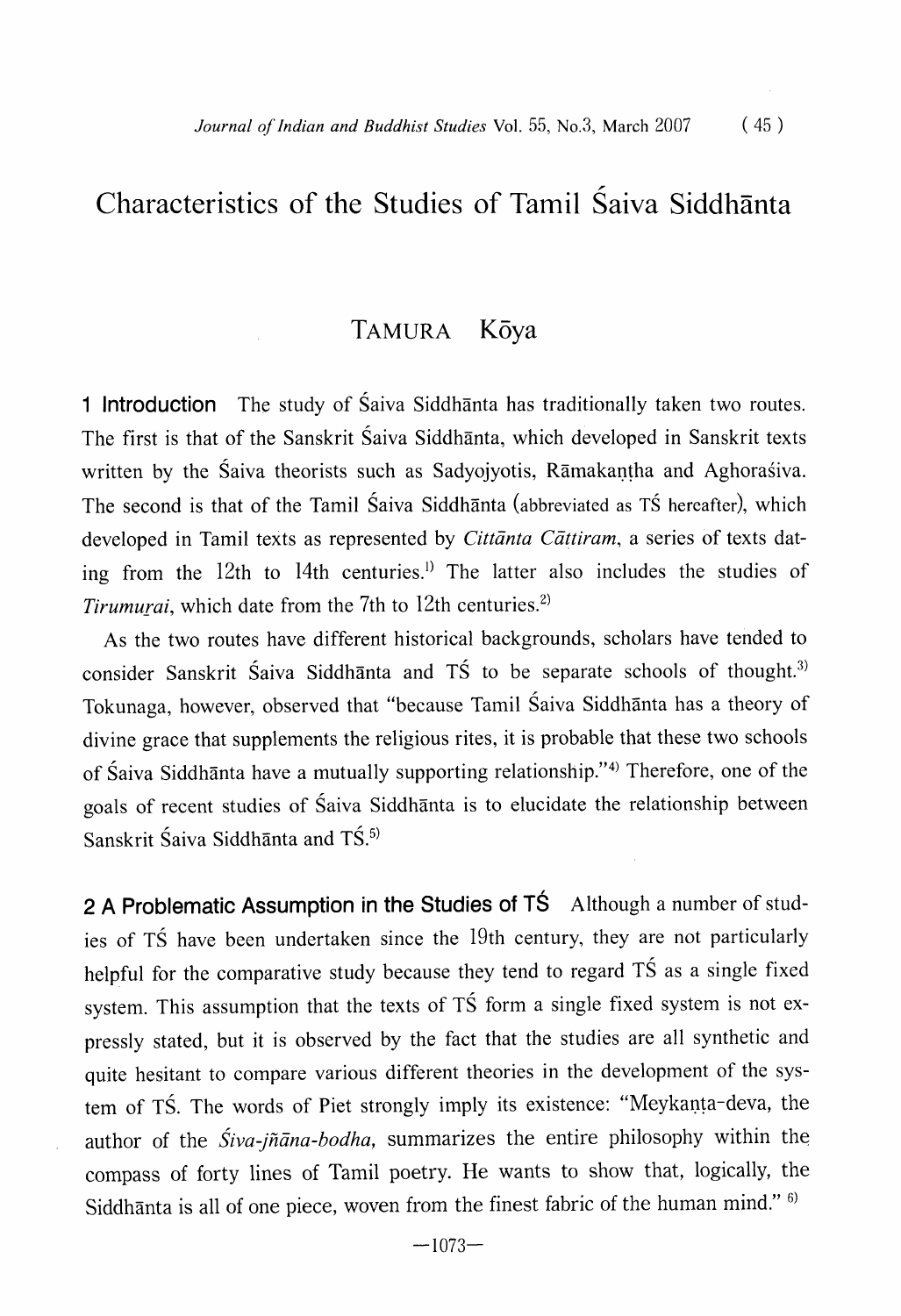# Characteristics of the Studies of Tamil Śaiva Siddhānta

TAMURA Kōya

**1 Introduction** The study of Śaiva Siddhānta has traditionally taken two routes. The first is that of the Sanskrit Śaiva Siddhānta, which developed in Sanskrit texts written by the Śaiva theorists such as Sadyojyotis, Rāmakaṇṭha and Aghoraśiva. The second is that of the Tamil Śaiva Siddhānta (abbreviated as TŚ hereafter), which developed in Tamil texts as represented by *Cittānta Cāttiram*, a series of texts dating from the 12th to 14th centuries.[1] The latter also includes the studies of *Tirumuṟai*, which date from the 7th to 12th centuries.[2]

As the two routes have different historical backgrounds, scholars have tended to consider Sanskrit Śaiva Siddhānta and TŚ to be separate schools of thought.[3] Tokunaga, however, observed that "because Tamil Śaiva Siddhānta has a theory of divine grace that supplements the religious rites, it is probable that these two schools of Śaiva Siddhānta have a mutually supporting relationship."[4] Therefore, one of the goals of recent studies of Śaiva Siddhānta is to elucidate the relationship between Sanskrit Śaiva Siddhānta and TŚ.[5]

**2 A Problematic Assumption in the Studies of TŚ** Although a number of studies of TŚ have been undertaken since the 19th century, they are not particularly helpful for the comparative study because they tend to regard TŚ as a single fixed system. This assumption that the texts of TŚ form a single fixed system is not expressly stated, but it is observed by the fact that the studies are all synthetic and quite hesitant to compare various different theories in the development of the system of TŚ. The words of Piet strongly imply its existence: "Meykaṇṭa-deva, the author of the *Śiva-jñāna-bodha*, summarizes the entire philosophy within the compass of forty lines of Tamil poetry. He wants to show that, logically, the Siddhānta is all of one piece, woven from the finest fabric of the human mind." [6]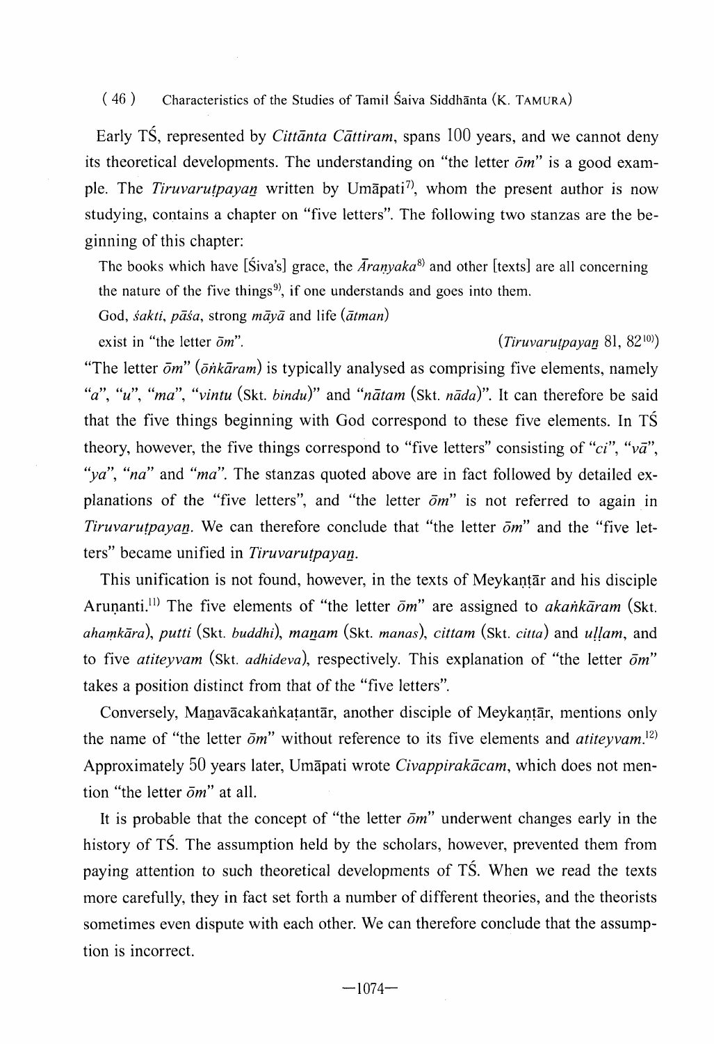Early TŚ, represented by *Cittānta Cāttiram*, spans 100 years, and we cannot deny its theoretical developments. The understanding on "the letter *ōm*" is a good example. The *Tiruvaruṭpayaṉ* written by Umāpati[7], whom the present author is now studying, contains a chapter on "five letters". The following two stanzas are the beginning of this chapter:

> The books which have [Śiva's] grace, the *Āraṇyaka*[8] and other [texts] are all concerning the nature of the five things[9], if one understands and goes into them.
>
> God, *śakti*, *pāśa*, strong *māyā* and life (*ātman*)
>
> exist in "the letter *ōm*". (*Tiruvaruṭpayaṉ* 81, 82[10])

"The letter *ōm*" (*ōṅkāram*) is typically analysed as comprising five elements, namely "*a*", "*u*", "*ma*", "*vintu* (Skt. *bindu*)" and "*nātam* (Skt. *nāda*)". It can therefore be said that the five things beginning with God correspond to these five elements. In TŚ theory, however, the five things correspond to "five letters" consisting of "*ci*", "*vā*", "*ya*", "*na*" and "*ma*". The stanzas quoted above are in fact followed by detailed explanations of the "five letters", and "the letter *ōm*" is not referred to again in *Tiruvaruṭpayaṉ*. We can therefore conclude that "the letter *ōm*" and the "five letters" became unified in *Tiruvaruṭpayaṉ*.

This unification is not found, however, in the texts of Meykaṇṭār and his disciple Aruṇanti.[11] The five elements of "the letter *ōm*" are assigned to *akaṅkāram* (Skt. *ahaṃkāra*), *putti* (Skt. *buddhi*), *maṉam* (Skt. *manas*), *cittam* (Skt. *citta*) and *uḷḷam*, and to five *atiteyvam* (Skt. *adhideva*), respectively. This explanation of "the letter *ōm*" takes a position distinct from that of the "five letters".

Conversely, Maṉavācakaṅkaṭantār, another disciple of Meykaṇṭār, mentions only the name of "the letter *ōm*" without reference to its five elements and *atiteyvam*.[12] Approximately 50 years later, Umāpati wrote *Civappirakācam*, which does not mention "the letter *ōm*" at all.

It is probable that the concept of "the letter *ōm*" underwent changes early in the history of TŚ. The assumption held by the scholars, however, prevented them from paying attention to such theoretical developments of TŚ. When we read the texts more carefully, they in fact set forth a number of different theories, and the theorists sometimes even dispute with each other. We can therefore conclude that the assumption is incorrect.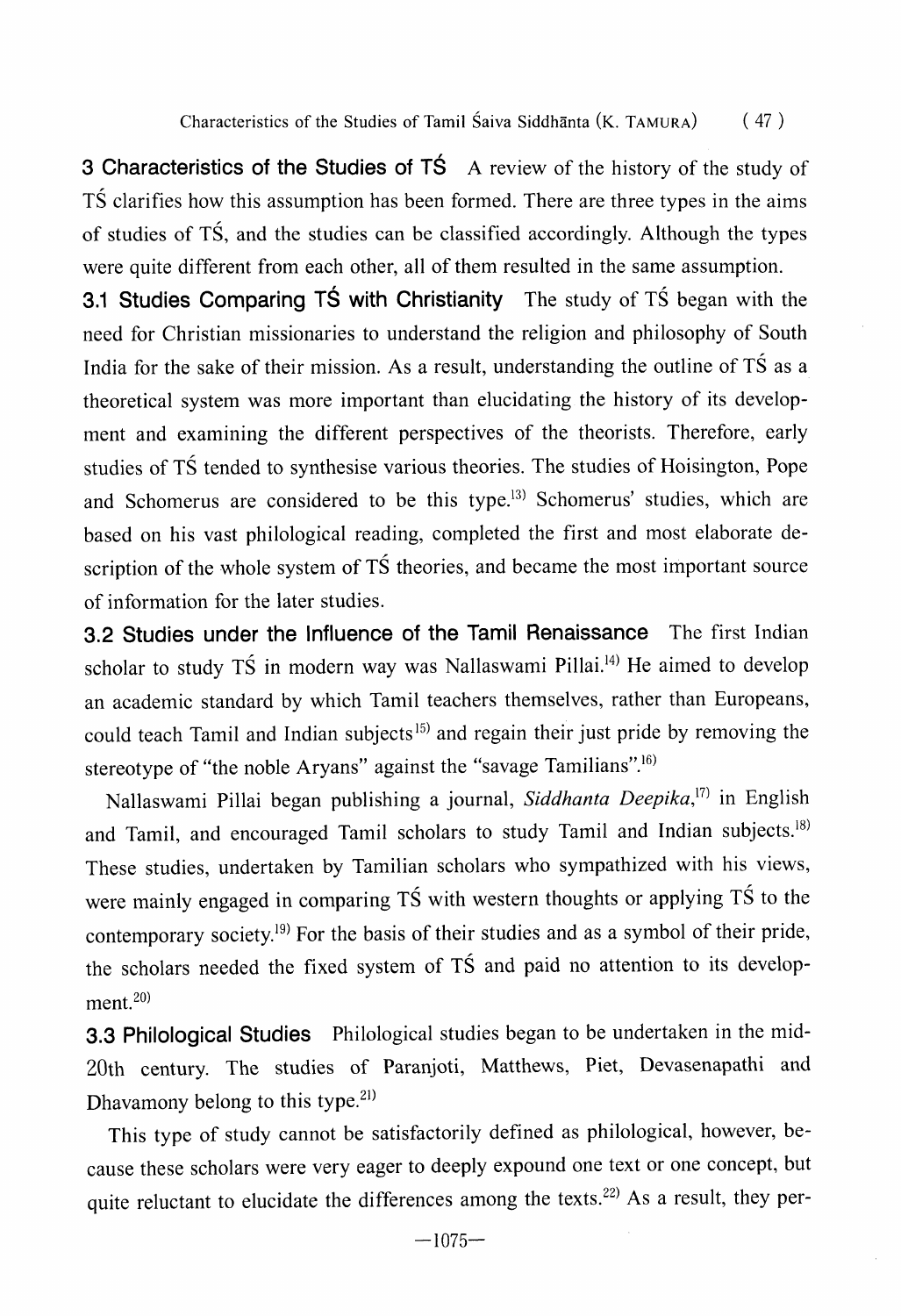**3 Characteristics of the Studies of TŚ** A review of the history of the study of TŚ clarifies how this assumption has been formed. There are three types in the aims of studies of TŚ, and the studies can be classified accordingly. Although the types were quite different from each other, all of them resulted in the same assumption.

**3.1 Studies Comparing TŚ with Christianity** The study of TŚ began with the need for Christian missionaries to understand the religion and philosophy of South India for the sake of their mission. As a result, understanding the outline of TŚ as a theoretical system was more important than elucidating the history of its development and examining the different perspectives of the theorists. Therefore, early studies of TŚ tended to synthesise various theories. The studies of Hoisington, Pope and Schomerus are considered to be this type.[13] Schomerus' studies, which are based on his vast philological reading, completed the first and most elaborate description of the whole system of TŚ theories, and became the most important source of information for the later studies.

**3.2 Studies under the Influence of the Tamil Renaissance** The first Indian scholar to study TŚ in modern way was Nallaswami Pillai.[14] He aimed to develop an academic standard by which Tamil teachers themselves, rather than Europeans, could teach Tamil and Indian subjects[15] and regain their just pride by removing the stereotype of "the noble Aryans" against the "savage Tamilians".[16]

Nallaswami Pillai began publishing a journal, *Siddhanta Deepika*,[17] in English and Tamil, and encouraged Tamil scholars to study Tamil and Indian subjects.[18] These studies, undertaken by Tamilian scholars who sympathized with his views, were mainly engaged in comparing TŚ with western thoughts or applying TŚ to the contemporary society.[19] For the basis of their studies and as a symbol of their pride, the scholars needed the fixed system of TŚ and paid no attention to its development.[20]

**3.3 Philological Studies** Philological studies began to be undertaken in the mid-20th century. The studies of Paranjoti, Matthews, Piet, Devasenapathi and Dhavamony belong to this type.[21]

This type of study cannot be satisfactorily defined as philological, however, because these scholars were very eager to deeply expound one text or one concept, but quite reluctant to elucidate the differences among the texts.[22] As a result, they per-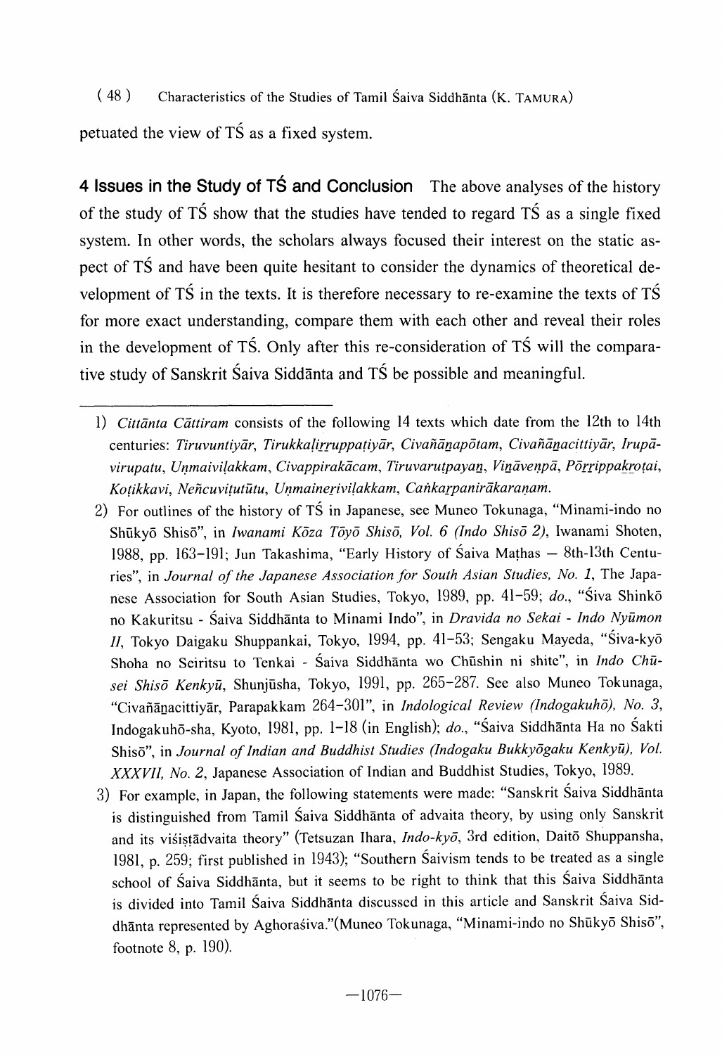petuated the view of TŚ as a fixed system.

**4 Issues in the Study of TŚ and Conclusion** The above analyses of the history of the study of TŚ show that the studies have tended to regard TŚ as a single fixed system. In other words, the scholars always focused their interest on the static aspect of TŚ and have been quite hesitant to consider the dynamics of theoretical development of TŚ in the texts. It is therefore necessary to re-examine the texts of TŚ for more exact understanding, compare them with each other and reveal their roles in the development of TŚ. Only after this re-consideration of TŚ will the comparative study of Sanskrit Śaiva Siddānta and TŚ be possible and meaningful.

---

1) *Cittānta Cāttiram* consists of the following 14 texts which date from the 12th to 14th centuries: *Tiruvuntiyār*, *Tirukkaḷiṟṟuppaṭiyār*, *Civañāṉapōtam*, *Civañāṉacittiyār*, *Irupāvirupatu*, *Uṇmaiviḷakkam*, *Civappirakācam*, *Tiruvaruṭpayaṉ*, *Viṉāveṇpā*, *Pōṟṟippaḵṟoṭai*, *Koṭikkavi*, *Neñcuviṭutūtu*, *Uṇmaineṟiviḷakkam*, *Caṅkaṟpanirākaraṇam*.

2) For outlines of the history of TŚ in Japanese, see Muneo Tokunaga, "Minami-indo no Shūkyō Shisō", in *Iwanami Kōza Tōyō Shisō, Vol. 6 (Indo Shisō 2)*, Iwanami Shoten, 1988, pp. 163–191; Jun Takashima, "Early History of Śaiva Maṭhas – 8th-13th Centuries", in *Journal of the Japanese Association for South Asian Studies, No. 1*, The Japanese Association for South Asian Studies, Tokyo, 1989, pp. 41–59; *do.*, "Śiva Shinkō no Kakuritsu - Śaiva Siddhānta to Minami Indo", in *Dravida no Sekai - Indo Nyūmon II*, Tokyo Daigaku Shuppankai, Tokyo, 1994, pp. 41–53; Sengaku Mayeda, "Śiva-kyō Shoha no Seiritsu to Tenkai - Śaiva Siddhānta wo Chūshin ni shite", in *Indo Chūsei Shisō Kenkyū*, Shunjūsha, Tokyo, 1991, pp. 265–287. See also Muneo Tokunaga, "Civañāṉacittiyār, Parapakkam 264–301", in *Indological Review (Indogakuhō), No. 3*, Indogakuhō-sha, Kyoto, 1981, pp. 1–18 (in English); *do.*, "Śaiva Siddhānta Ha no Śakti Shisō", in *Journal of Indian and Buddhist Studies (Indogaku Bukkyōgaku Kenkyū), Vol. XXXVII, No. 2*, Japanese Association of Indian and Buddhist Studies, Tokyo, 1989.

3) For example, in Japan, the following statements were made: "Sanskrit Śaiva Siddhānta is distinguished from Tamil Śaiva Siddhānta of advaita theory, by using only Sanskrit and its viśiṣṭādvaita theory" (Tetsuzan Ihara, *Indo-kyō*, 3rd edition, Daitō Shuppansha, 1981, p. 259; first published in 1943); "Southern Śaivism tends to be treated as a single school of Śaiva Siddhānta, but it seems to be right to think that this Śaiva Siddhānta is divided into Tamil Śaiva Siddhānta discussed in this article and Sanskrit Śaiva Siddhānta represented by Aghoraśiva."(Muneo Tokunaga, "Minami-indo no Shūkyō Shisō", footnote 8, p. 190).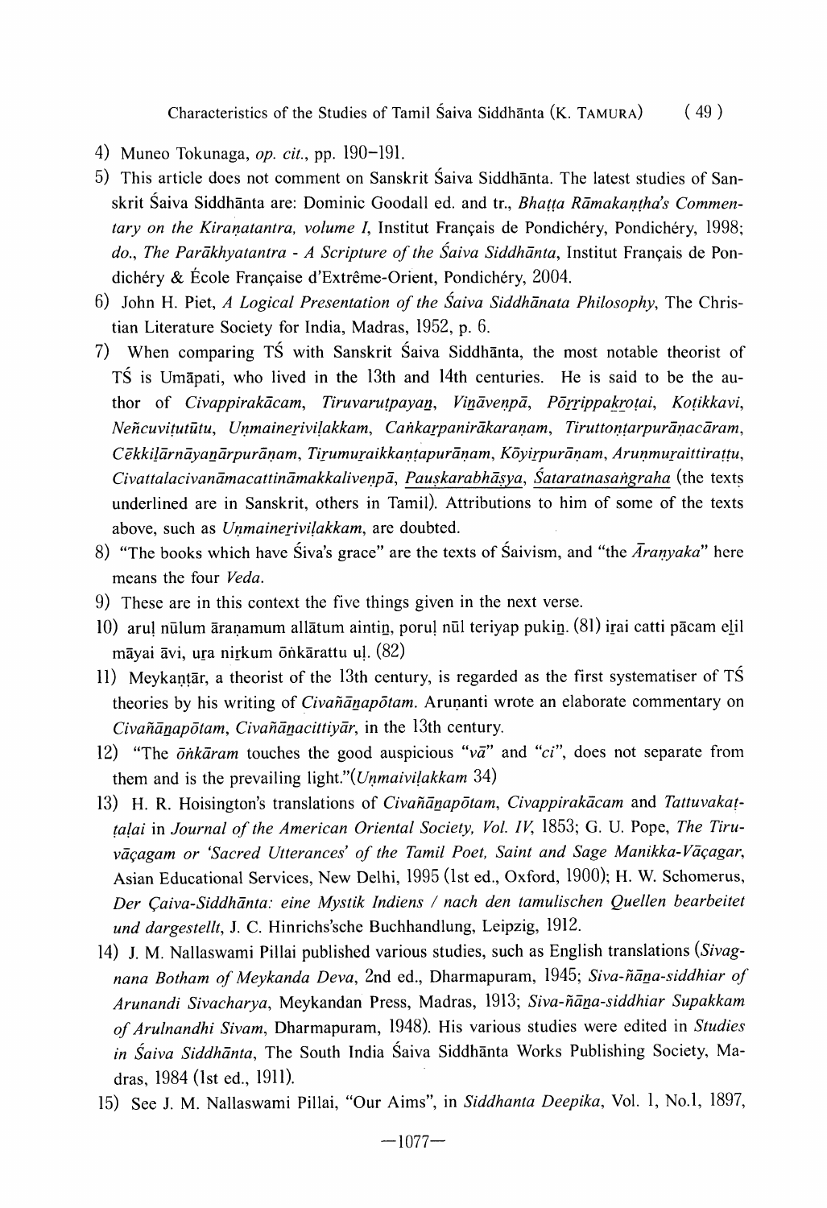4) Muneo Tokunaga, *op. cit.*, pp. 190–191.

5) This article does not comment on Sanskrit Śaiva Siddhānta. The latest studies of Sanskrit Śaiva Siddhānta are: Dominic Goodall ed. and tr., *Bhaṭṭa Rāmakaṇṭha's Commentary on the Kiraṇatantra, volume I*, Institut Français de Pondichéry, Pondichéry, 1998; *do.*, *The Parākhyatantra - A Scripture of the Śaiva Siddhānta*, Institut Français de Pondichéry & École Française d'Extrême-Orient, Pondichéry, 2004.

6) John H. Piet, *A Logical Presentation of the Śaiva Siddhānata Philosophy*, The Christian Literature Society for India, Madras, 1952, p. 6.

7) When comparing TŚ with Sanskrit Śaiva Siddhānta, the most notable theorist of TŚ is Umāpati, who lived in the 13th and 14th centuries. He is said to be the author of *Civappirakācam*, *Tiruvaruṭpayaṉ*, *Viṉāveṇpā*, *Pōṟṟippaḵṟoṭai*, *Koṭikkavi*, *Neñcuviṭutūtu*, *Uṇmaineṟiviḷakkam*, *Caṅkaṟpanirākaraṇam*, *Tiruttoṇṭarpurāṇacāram*, *Cēkkiḻārnāyaṉārpurāṇam*, *Tirumuṟaikkaṇṭapurāṇam*, *Kōyiṟpurāṇam*, *Aruṇmuṟaittiraṭṭu*, *Civattalacivanāmacattināmakkaliveṇpā*, *Pauṣkarabhāṣya*, *Śataratnasaṅgraha* (the texts underlined are in Sanskrit, others in Tamil). Attributions to him of some of the texts above, such as *Uṇmaineṟiviḷakkam*, are doubted.

8) "The books which have Śiva's grace" are the texts of Śaivism, and "the *Āraṇyaka*" here means the four *Veda*.

9) These are in this context the five things given in the next verse.

10) aruḷ nūlum āraṇamum allātum aintiṉ, poruḷ nūl teriyap pukiṉ. (81) iṟai catti pācam eḻil māyai āvi, uṟa niṟkum ōṅkārattu uḷ. (82)

11) Meykaṇṭār, a theorist of the 13th century, is regarded as the first systematiser of TŚ theories by his writing of *Civañāṉapōtam*. Aruṇanti wrote an elaborate commentary on *Civañāṉapōtam*, *Civañāṉacittiyār*, in the 13th century.

12) "The *ōṅkāram* touches the good auspicious "*vā*" and "*ci*", does not separate from them and is the prevailing light."(*Uṇmaiviḷakkam* 34)

13) H. R. Hoisington's translations of *Civañāṉapōtam*, *Civappirakācam* and *Tattuvakaṭṭaḷai* in *Journal of the American Oriental Society, Vol. IV*, 1853; G. U. Pope, *The Tiruvāçagam or 'Sacred Utterances' of the Tamil Poet, Saint and Sage Manikka-Vāçagar*, Asian Educational Services, New Delhi, 1995 (1st ed., Oxford, 1900); H. W. Schomerus, *Der Çaiva-Siddhānta: eine Mystik Indiens / nach den tamulischen Quellen bearbeitet und dargestellt*, J. C. Hinrichs'sche Buchhandlung, Leipzig, 1912.

14) J. M. Nallaswami Pillai published various studies, such as English translations (*Sivagnana Botham of Meykanda Deva*, 2nd ed., Dharmapuram, 1945; *Siva-ñāṉa-siddhiar of Arunandi Sivacharya*, Meykandan Press, Madras, 1913; *Siva-ñāṉa-siddhiar Supakkam of Arulnandhi Sivam*, Dharmapuram, 1948). His various studies were edited in *Studies in Śaiva Siddhānta*, The South India Śaiva Siddhānta Works Publishing Society, Madras, 1984 (1st ed., 1911).

15) See J. M. Nallaswami Pillai, "Our Aims", in *Siddhanta Deepika*, Vol. 1, No.1, 1897,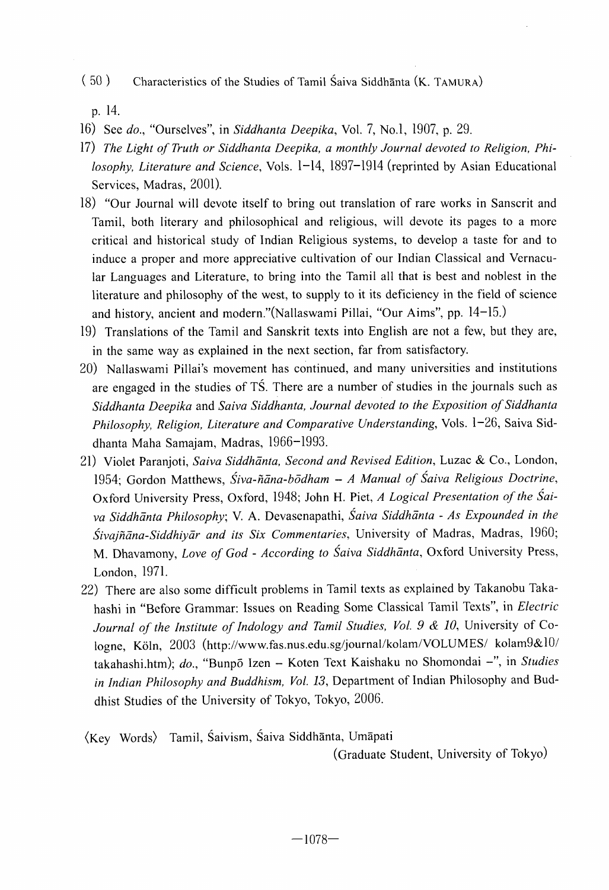p. 14.

16) See *do.*, "Ourselves", in *Siddhanta Deepika*, Vol. 7, No.1, 1907, p. 29.

17) *The Light of Truth or Siddhanta Deepika, a monthly Journal devoted to Religion, Philosophy, Literature and Science*, Vols. 1–14, 1897–1914 (reprinted by Asian Educational Services, Madras, 2001).

18) "Our Journal will devote itself to bring out translation of rare works in Sanscrit and Tamil, both literary and philosophical and religious, will devote its pages to a more critical and historical study of Indian Religious systems, to develop a taste for and to induce a proper and more appreciative cultivation of our Indian Classical and Vernacular Languages and Literature, to bring into the Tamil all that is best and noblest in the literature and philosophy of the west, to supply to it its deficiency in the field of science and history, ancient and modern."(Nallaswami Pillai, "Our Aims", pp. 14–15.)

19) Translations of the Tamil and Sanskrit texts into English are not a few, but they are, in the same way as explained in the next section, far from satisfactory.

20) Nallaswami Pillai's movement has continued, and many universities and institutions are engaged in the studies of TŚ. There are a number of studies in the journals such as *Siddhanta Deepika* and *Saiva Siddhanta, Journal devoted to the Exposition of Siddhanta Philosophy, Religion, Literature and Comparative Understanding*, Vols. 1–26, Saiva Siddhanta Maha Samajam, Madras, 1966–1993.

21) Violet Paranjoti, *Saiva Siddhānta, Second and Revised Edition*, Luzac & Co., London, 1954; Gordon Matthews, *Śiva-ñāna-bōdham – A Manual of Śaiva Religious Doctrine*, Oxford University Press, Oxford, 1948; John H. Piet, *A Logical Presentation of the Śaiva Siddhānta Philosophy*; V. A. Devasenapathi, *Śaiva Siddhānta - As Expounded in the Śivajñāna-Siddhiyār and its Six Commentaries*, University of Madras, Madras, 1960; M. Dhavamony, *Love of God - According to Śaiva Siddhānta*, Oxford University Press, London, 1971.

22) There are also some difficult problems in Tamil texts as explained by Takanobu Takahashi in "Before Grammar: Issues on Reading Some Classical Tamil Texts", in *Electric Journal of the Institute of Indology and Tamil Studies, Vol. 9 & 10*, University of Cologne, Köln, 2003 (http://www.fas.nus.edu.sg/journal/kolam/VOLUMES/ kolam9&10/takahashi.htm); *do.*, "Bunpō Izen – Koten Text Kaishaku no Shomondai –", in *Studies in Indian Philosophy and Buddhism, Vol. 13*, Department of Indian Philosophy and Buddhist Studies of the University of Tokyo, Tokyo, 2006.

〈Key Words〉 Tamil, Śaivism, Śaiva Siddhānta, Umāpati

(Graduate Student, University of Tokyo)